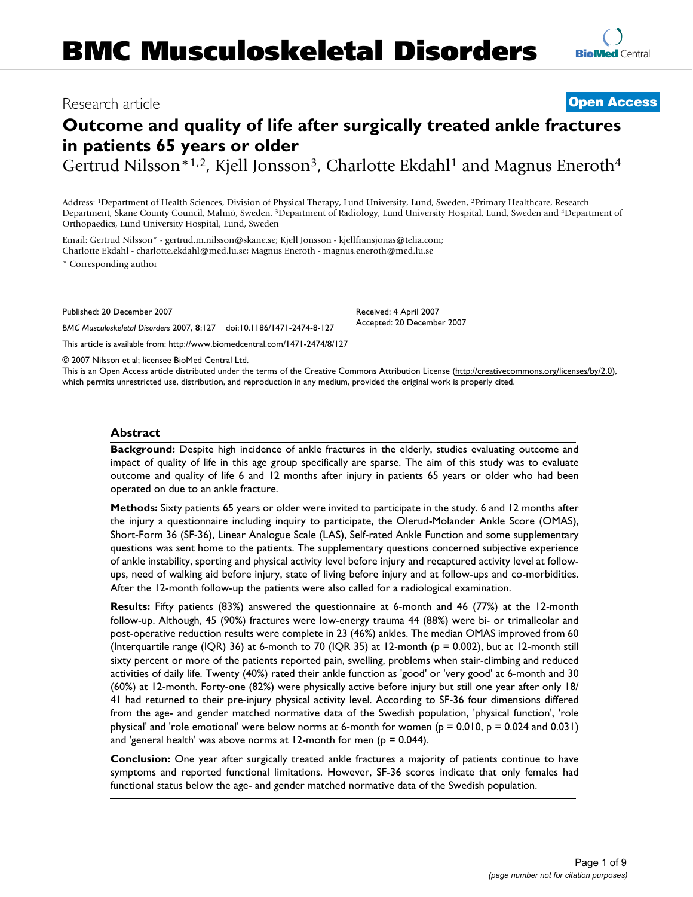# BMC Musculoskeletal Disorders

Research article

**Open Access**

# Outcome and quality of life after surgically treated ankle fractures in patients 65 years or older

Gertrud Nilsson*[1,2], Kjell Jonsson[3], Charlotte Ekdahl[1] and Magnus Eneroth[4]

Address: [1]Department of Health Sciences, Division of Physical Therapy, Lund University, Lund, Sweden, [2]Primary Healthcare, Research Department, Skane County Council, Malmö, Sweden, [3]Department of Radiology, Lund University Hospital, Lund, Sweden and [4]Department of Orthopaedics, Lund University Hospital, Lund, Sweden

Email: Gertrud Nilsson* - gertrud.m.nilsson@skane.se; Kjell Jonsson - kjellfransjonas@telia.com; Charlotte Ekdahl - charlotte.ekdahl@med.lu.se; Magnus Eneroth - magnus.eneroth@med.lu.se

* Corresponding author

Published: 20 December 2007

*BMC Musculoskeletal Disorders* 2007, **8**:127 doi:10.1186/1471-2474-8-127

Received: 4 April 2007
Accepted: 20 December 2007

This article is available from: http://www.biomedcentral.com/1471-2474/8/127

© 2007 Nilsson et al; licensee BioMed Central Ltd.
This is an Open Access article distributed under the terms of the Creative Commons Attribution License (http://creativecommons.org/licenses/by/2.0), which permits unrestricted use, distribution, and reproduction in any medium, provided the original work is properly cited.

## Abstract

**Background:** Despite high incidence of ankle fractures in the elderly, studies evaluating outcome and impact of quality of life in this age group specifically are sparse. The aim of this study was to evaluate outcome and quality of life 6 and 12 months after injury in patients 65 years or older who had been operated on due to an ankle fracture.

**Methods:** Sixty patients 65 years or older were invited to participate in the study. 6 and 12 months after the injury a questionnaire including inquiry to participate, the Olerud-Molander Ankle Score (OMAS), Short-Form 36 (SF-36), Linear Analogue Scale (LAS), Self-rated Ankle Function and some supplementary questions was sent home to the patients. The supplementary questions concerned subjective experience of ankle instability, sporting and physical activity level before injury and recaptured activity level at follow-ups, need of walking aid before injury, state of living before injury and at follow-ups and co-morbidities. After the 12-month follow-up the patients were also called for a radiological examination.

**Results:** Fifty patients (83%) answered the questionnaire at 6-month and 46 (77%) at the 12-month follow-up. Although, 45 (90%) fractures were low-energy trauma 44 (88%) were bi- or trimalleolar and post-operative reduction results were complete in 23 (46%) ankles. The median OMAS improved from 60 (Interquartile range (IQR) 36) at 6-month to 70 (IQR 35) at 12-month ($p = 0.002$), but at 12-month still sixty percent or more of the patients reported pain, swelling, problems when stair-climbing and reduced activities of daily life. Twenty (40%) rated their ankle function as 'good' or 'very good' at 6-month and 30 (60%) at 12-month. Forty-one (82%) were physically active before injury but still one year after only 18/41 had returned to their pre-injury physical activity level. According to SF-36 four dimensions differed from the age- and gender matched normative data of the Swedish population, 'physical function', 'role physical' and 'role emotional' were below norms at 6-month for women ($p = 0.010$, $p = 0.024$ and 0.031) and 'general health' was above norms at 12-month for men ($p = 0.044$).

**Conclusion:** One year after surgically treated ankle fractures a majority of patients continue to have symptoms and reported functional limitations. However, SF-36 scores indicate that only females had functional status below the age- and gender matched normative data of the Swedish population.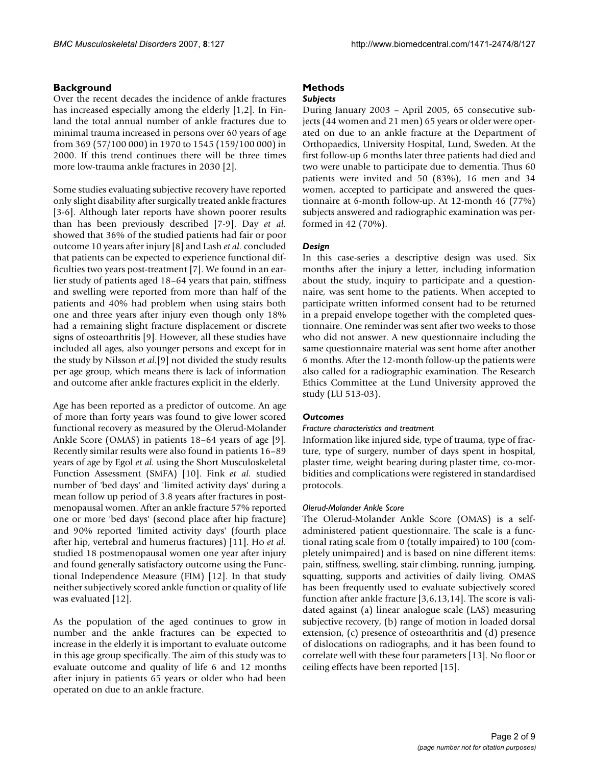## Background

Over the recent decades the incidence of ankle fractures has increased especially among the elderly [1,2]. In Finland the total annual number of ankle fractures due to minimal trauma increased in persons over 60 years of age from 369 (57/100 000) in 1970 to 1545 (159/100 000) in 2000. If this trend continues there will be three times more low-trauma ankle fractures in 2030 [2].

Some studies evaluating subjective recovery have reported only slight disability after surgically treated ankle fractures [3-6]. Although later reports have shown poorer results than has been previously described [7-9]. Day *et al.* showed that 36% of the studied patients had fair or poor outcome 10 years after injury [8] and Lash *et al.* concluded that patients can be expected to experience functional difficulties two years post-treatment [7]. We found in an earlier study of patients aged 18–64 years that pain, stiffness and swelling were reported from more than half of the patients and 40% had problem when using stairs both one and three years after injury even though only 18% had a remaining slight fracture displacement or discrete signs of osteoarthritis [9]. However, all these studies have included all ages, also younger persons and except for in the study by Nilsson *et al.*[9] not divided the study results per age group, which means there is lack of information and outcome after ankle fractures explicit in the elderly.

Age has been reported as a predictor of outcome. An age of more than forty years was found to give lower scored functional recovery as measured by the Olerud-Molander Ankle Score (OMAS) in patients 18–64 years of age [9]. Recently similar results were also found in patients 16–89 years of age by Egol *et al.* using the Short Musculoskeletal Function Assessment (SMFA) [10]. Fink *et al.* studied number of 'bed days' and 'limited activity days' during a mean follow up period of 3.8 years after fractures in postmenopausal women. After an ankle fracture 57% reported one or more 'bed days' (second place after hip fracture) and 90% reported 'limited activity days' (fourth place after hip, vertebral and humerus fractures) [11]. Ho *et al.* studied 18 postmenopausal women one year after injury and found generally satisfactory outcome using the Functional Independence Measure (FIM) [12]. In that study neither subjectively scored ankle function or quality of life was evaluated [12].

As the population of the aged continues to grow in number and the ankle fractures can be expected to increase in the elderly it is important to evaluate outcome in this age group specifically. The aim of this study was to evaluate outcome and quality of life 6 and 12 months after injury in patients 65 years or older who had been operated on due to an ankle fracture.

## Methods

### *Subjects*

During January 2003 – April 2005, 65 consecutive subjects (44 women and 21 men) 65 years or older were operated on due to an ankle fracture at the Department of Orthopaedics, University Hospital, Lund, Sweden. At the first follow-up 6 months later three patients had died and two were unable to participate due to dementia. Thus 60 patients were invited and 50 (83%), 16 men and 34 women, accepted to participate and answered the questionnaire at 6-month follow-up. At 12-month 46 (77%) subjects answered and radiographic examination was performed in 42 (70%).

### *Design*

In this case-series a descriptive design was used. Six months after the injury a letter, including information about the study, inquiry to participate and a questionnaire, was sent home to the patients. When accepted to participate written informed consent had to be returned in a prepaid envelope together with the completed questionnaire. One reminder was sent after two weeks to those who did not answer. A new questionnaire including the same questionnaire material was sent home after another 6 months. After the 12-month follow-up the patients were also called for a radiographic examination. The Research Ethics Committee at the Lund University approved the study (LU 513-03).

### *Outcomes*

#### *Fracture characteristics and treatment*

Information like injured side, type of trauma, type of fracture, type of surgery, number of days spent in hospital, plaster time, weight bearing during plaster time, co-morbidities and complications were registered in standardised protocols.

#### *Olerud-Molander Ankle Score*

The Olerud-Molander Ankle Score (OMAS) is a self-administered patient questionnaire. The scale is a functional rating scale from 0 (totally impaired) to 100 (completely unimpaired) and is based on nine different items: pain, stiffness, swelling, stair climbing, running, jumping, squatting, supports and activities of daily living. OMAS has been frequently used to evaluate subjectively scored function after ankle fracture [3,6,13,14]. The score is validated against (a) linear analogue scale (LAS) measuring subjective recovery, (b) range of motion in loaded dorsal extension, (c) presence of osteoarthritis and (d) presence of dislocations on radiographs, and it has been found to correlate well with these four parameters [13]. No floor or ceiling effects have been reported [15].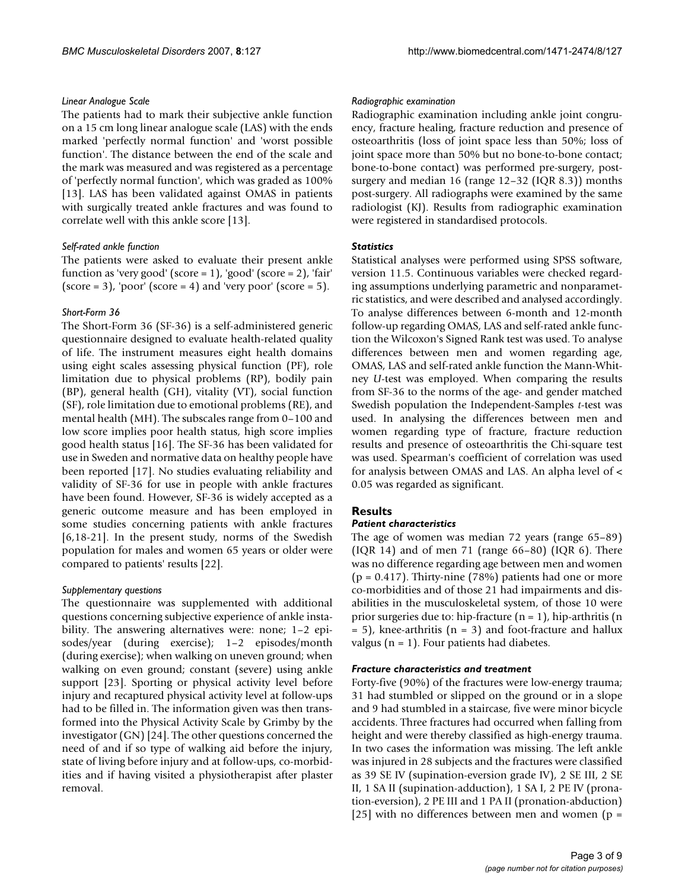*Linear Analogue Scale*

The patients had to mark their subjective ankle function on a 15 cm long linear analogue scale (LAS) with the ends marked 'perfectly normal function' and 'worst possible function'. The distance between the end of the scale and the mark was measured and was registered as a percentage of 'perfectly normal function', which was graded as 100% [13]. LAS has been validated against OMAS in patients with surgically treated ankle fractures and was found to correlate well with this ankle score [13].

*Self-rated ankle function*

The patients were asked to evaluate their present ankle function as 'very good' (score = 1), 'good' (score = 2), 'fair' (score = 3), 'poor' (score = 4) and 'very poor' (score = 5).

*Short-Form 36*

The Short-Form 36 (SF-36) is a self-administered generic questionnaire designed to evaluate health-related quality of life. The instrument measures eight health domains using eight scales assessing physical function (PF), role limitation due to physical problems (RP), bodily pain (BP), general health (GH), vitality (VT), social function (SF), role limitation due to emotional problems (RE), and mental health (MH). The subscales range from 0–100 and low score implies poor health status, high score implies good health status [16]. The SF-36 has been validated for use in Sweden and normative data on healthy people have been reported [17]. No studies evaluating reliability and validity of SF-36 for use in people with ankle fractures have been found. However, SF-36 is widely accepted as a generic outcome measure and has been employed in some studies concerning patients with ankle fractures [6,18-21]. In the present study, norms of the Swedish population for males and women 65 years or older were compared to patients' results [22].

*Supplementary questions*

The questionnaire was supplemented with additional questions concerning subjective experience of ankle instability. The answering alternatives were: none; 1–2 episodes/year (during exercise); 1–2 episodes/month (during exercise); when walking on uneven ground; when walking on even ground; constant (severe) using ankle support [23]. Sporting or physical activity level before injury and recaptured physical activity level at follow-ups had to be filled in. The information given was then transformed into the Physical Activity Scale by Grimby by the investigator (GN) [24]. The other questions concerned the need of and if so type of walking aid before the injury, state of living before injury and at follow-ups, co-morbidities and if having visited a physiotherapist after plaster removal.

*Radiographic examination*

Radiographic examination including ankle joint congruency, fracture healing, fracture reduction and presence of osteoarthritis (loss of joint space less than 50%; loss of joint space more than 50% but no bone-to-bone contact; bone-to-bone contact) was performed pre-surgery, post-surgery and median 16 (range 12–32 (IQR 8.3)) months post-surgery. All radiographs were examined by the same radiologist (KJ). Results from radiographic examination were registered in standardised protocols.

### *Statistics*

Statistical analyses were performed using SPSS software, version 11.5. Continuous variables were checked regarding assumptions underlying parametric and nonparametric statistics, and were described and analysed accordingly. To analyse differences between 6-month and 12-month follow-up regarding OMAS, LAS and self-rated ankle function the Wilcoxon's Signed Rank test was used. To analyse differences between men and women regarding age, OMAS, LAS and self-rated ankle function the Mann-Whitney *U*-test was employed. When comparing the results from SF-36 to the norms of the age- and gender matched Swedish population the Independent-Samples *t*-test was used. In analysing the differences between men and women regarding type of fracture, fracture reduction results and presence of osteoarthritis the Chi-square test was used. Spearman's coefficient of correlation was used for analysis between OMAS and LAS. An alpha level of $< 0.05$ was regarded as significant.

## Results

### *Patient characteristics*

The age of women was median 72 years (range 65–89) (IQR 14) and of men 71 (range 66–80) (IQR 6). There was no difference regarding age between men and women ($p = 0.417$). Thirty-nine (78%) patients had one or more co-morbidities and of those 21 had impairments and disabilities in the musculoskeletal system, of those 10 were prior surgeries due to: hip-fracture (n = 1), hip-arthritis (n = 5), knee-arthritis (n = 3) and foot-fracture and hallux valgus (n = 1). Four patients had diabetes.

### *Fracture characteristics and treatment*

Forty-five (90%) of the fractures were low-energy trauma; 31 had stumbled or slipped on the ground or in a slope and 9 had stumbled in a staircase, five were minor bicycle accidents. Three fractures had occurred when falling from height and were thereby classified as high-energy trauma. In two cases the information was missing. The left ankle was injured in 28 subjects and the fractures were classified as 39 SE IV (supination-eversion grade IV), 2 SE III, 2 SE II, 1 SA II (supination-adduction), 1 SA I, 2 PE IV (pronation-eversion), 2 PE III and 1 PA II (pronation-abduction) [25] with no differences between men and women (p =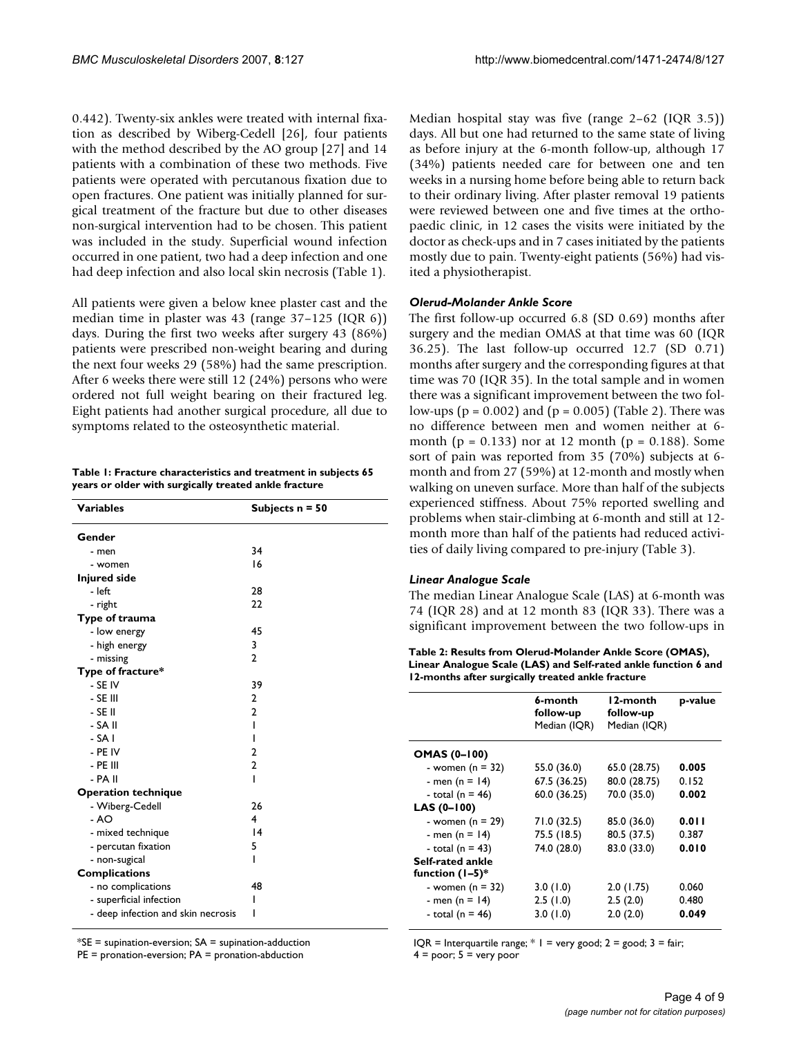0.442). Twenty-six ankles were treated with internal fixation as described by Wiberg-Cedell [26], four patients with the method described by the AO group [27] and 14 patients with a combination of these two methods. Five patients were operated with percutanous fixation due to open fractures. One patient was initially planned for surgical treatment of the fracture but due to other diseases non-surgical intervention had to be chosen. This patient was included in the study. Superficial wound infection occurred in one patient, two had a deep infection and one had deep infection and also local skin necrosis (Table 1).

All patients were given a below knee plaster cast and the median time in plaster was 43 (range 37–125 (IQR 6)) days. During the first two weeks after surgery 43 (86%) patients were prescribed non-weight bearing and during the next four weeks 29 (58%) had the same prescription. After 6 weeks there were still 12 (24%) persons who were ordered not full weight bearing on their fractured leg. Eight patients had another surgical procedure, all due to symptoms related to the osteosynthetic material.

**Table 1: Fracture characteristics and treatment in subjects 65 years or older with surgically treated ankle fracture**

| Variables | Subjects n = 50 |
|---|---|
| **Gender** | |
| - men | 34 |
| - women | 16 |
| **Injured side** | |
| - left | 28 |
| - right | 22 |
| **Type of trauma** | |
| - low energy | 45 |
| - high energy | 3 |
| - missing | 2 |
| **Type of fracture*** | |
| - SE IV | 39 |
| - SE III | 2 |
| - SE II | 2 |
| - SA II | 1 |
| - SA I | 1 |
| - PE IV | 2 |
| - PE III | 2 |
| - PA II | 1 |
| **Operation technique** | |
| - Wiberg-Cedell | 26 |
| - AO | 4 |
| - mixed technique | 14 |
| - percutan fixation | 5 |
| - non-sugical | 1 |
| **Complications** | |
| - no complications | 48 |
| - superficial infection | 1 |
| - deep infection and skin necrosis | 1 |

*SE = supination-eversion; SA = supination-adduction
PE = pronation-eversion; PA = pronation-abduction

Median hospital stay was five (range 2–62 (IQR 3.5)) days. All but one had returned to the same state of living as before injury at the 6-month follow-up, although 17 (34%) patients needed care for between one and ten weeks in a nursing home before being able to return back to their ordinary living. After plaster removal 19 patients were reviewed between one and five times at the orthopaedic clinic, in 12 cases the visits were initiated by the doctor as check-ups and in 7 cases initiated by the patients mostly due to pain. Twenty-eight patients (56%) had visited a physiotherapist.

### *Olerud-Molander Ankle Score*

The first follow-up occurred 6.8 (SD 0.69) months after surgery and the median OMAS at that time was 60 (IQR 36.25). The last follow-up occurred 12.7 (SD 0.71) months after surgery and the corresponding figures at that time was 70 (IQR 35). In the total sample and in women there was a significant improvement between the two follow-ups ($p = 0.002$) and ($p = 0.005$) (Table 2). There was no difference between men and women neither at 6-month ($p = 0.133$) nor at 12 month ($p = 0.188$). Some sort of pain was reported from 35 (70%) subjects at 6-month and from 27 (59%) at 12-month and mostly when walking on uneven surface. More than half of the subjects experienced stiffness. About 75% reported swelling and problems when stair-climbing at 6-month and still at 12-month more than half of the patients had reduced activities of daily living compared to pre-injury (Table 3).

### *Linear Analogue Scale*

The median Linear Analogue Scale (LAS) at 6-month was 74 (IQR 28) and at 12 month 83 (IQR 33). There was a significant improvement between the two follow-ups in

**Table 2: Results from Olerud-Molander Ankle Score (OMAS), Linear Analogue Scale (LAS) and Self-rated ankle function 6 and 12-months after surgically treated ankle fracture**

| | 6-month follow-up Median (IQR) | 12-month follow-up Median (IQR) | p-value |
|---|---|---|---|
| **OMAS (0–100)** | | | |
| - women (n = 32) | 55.0 (36.0) | 65.0 (28.75) | **0.005** |
| - men (n = 14) | 67.5 (36.25) | 80.0 (28.75) | 0.152 |
| - total (n = 46) | 60.0 (36.25) | 70.0 (35.0) | **0.002** |
| **LAS (0–100)** | | | |
| - women (n = 29) | 71.0 (32.5) | 85.0 (36.0) | **0.011** |
| - men (n = 14) | 75.5 (18.5) | 80.5 (37.5) | 0.387 |
| - total (n = 43) | 74.0 (28.0) | 83.0 (33.0) | **0.010** |
| **Self-rated ankle function (1–5)*** | | | |
| - women (n = 32) | 3.0 (1.0) | 2.0 (1.75) | 0.060 |
| - men (n = 14) | 2.5 (1.0) | 2.5 (2.0) | 0.480 |
| - total (n = 46) | 3.0 (1.0) | 2.0 (2.0) | **0.049** |

IQR = Interquartile range; * 1 = very good; 2 = good; 3 = fair; 4 = poor; 5 = very poor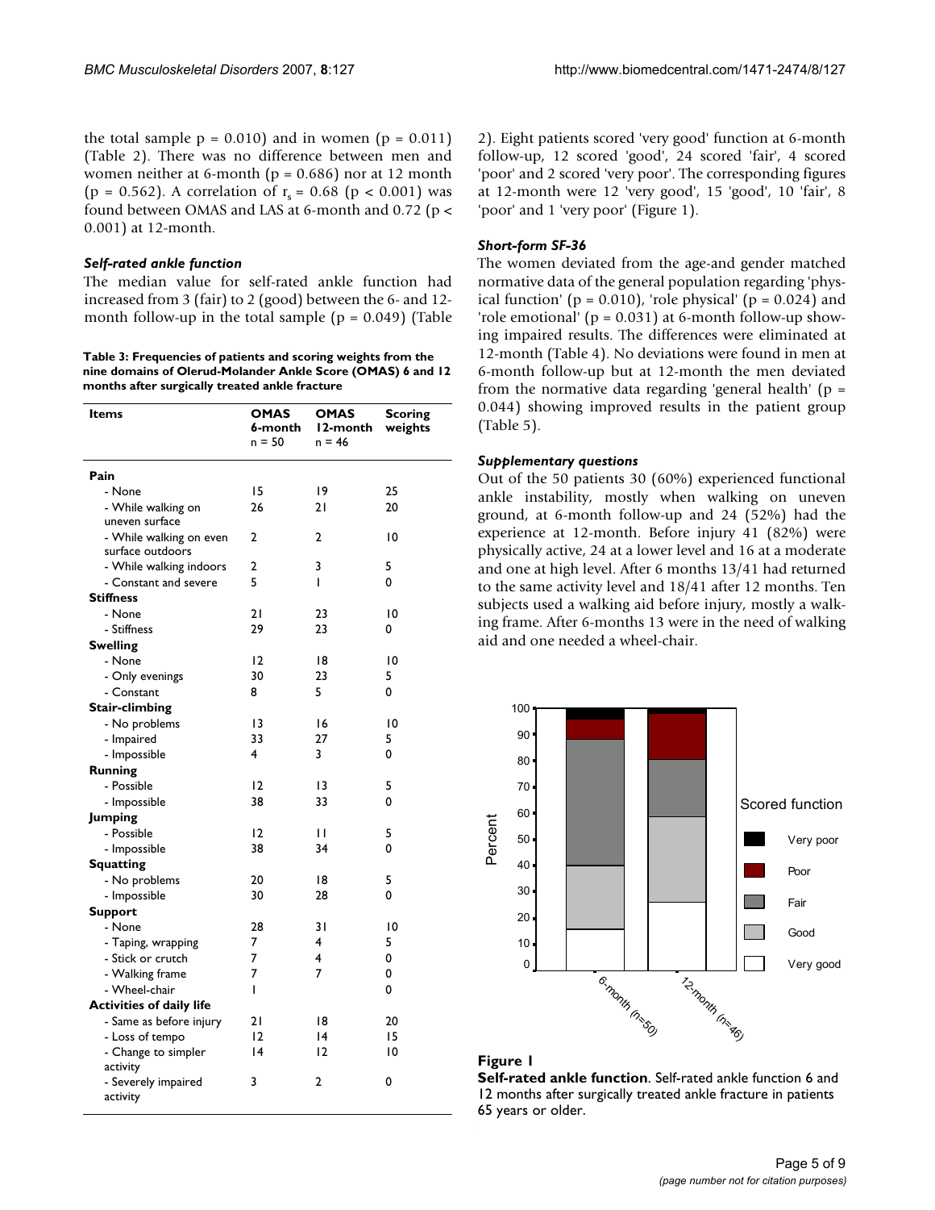the total sample p = 0.010) and in women (p = 0.011) (Table 2). There was no difference between men and women neither at 6-month (p = 0.686) nor at 12 month (p = 0.562). A correlation of $r_s = 0.68$ ($p < 0.001$) was found between OMAS and LAS at 6-month and 0.72 ($p < 0.001$) at 12-month.

### *Self-rated ankle function*

The median value for self-rated ankle function had increased from 3 (fair) to 2 (good) between the 6- and 12-month follow-up in the total sample (p = 0.049) (Table 2). Eight patients scored 'very good' function at 6-month follow-up, 12 scored 'good', 24 scored 'fair', 4 scored 'poor' and 2 scored 'very poor'. The corresponding figures at 12-month were 12 'very good', 15 'good', 10 'fair', 8 'poor' and 1 'very poor' (Figure 1).

**Table 3: Frequencies of patients and scoring weights from the nine domains of Olerud-Molander Ankle Score (OMAS) 6 and 12 months after surgically treated ankle fracture**

| Items | OMAS 6-month n = 50 | OMAS 12-month n = 46 | Scoring weights |
|---|---|---|---|
| **Pain** | | | |
| - None | 15 | 19 | 25 |
| - While walking on uneven surface | 26 | 21 | 20 |
| - While walking on even surface outdoors | 2 | 2 | 10 |
| - While walking indoors | 2 | 3 | 5 |
| - Constant and severe | 5 | 1 | 0 |
| **Stiffness** | | | |
| - None | 21 | 23 | 10 |
| - Stiffness | 29 | 23 | 0 |
| **Swelling** | | | |
| - None | 12 | 18 | 10 |
| - Only evenings | 30 | 23 | 5 |
| - Constant | 8 | 5 | 0 |
| **Stair-climbing** | | | |
| - No problems | 13 | 16 | 10 |
| - Impaired | 33 | 27 | 5 |
| - Impossible | 4 | 3 | 0 |
| **Running** | | | |
| - Possible | 12 | 13 | 5 |
| - Impossible | 38 | 33 | 0 |
| **Jumping** | | | |
| - Possible | 12 | 11 | 5 |
| - Impossible | 38 | 34 | 0 |
| **Squatting** | | | |
| - No problems | 20 | 18 | 5 |
| - Impossible | 30 | 28 | 0 |
| **Support** | | | |
| - None | 28 | 31 | 10 |
| - Taping, wrapping | 7 | 4 | 5 |
| - Stick or crutch | 7 | 4 | 0 |
| - Walking frame | 7 | 7 | 0 |
| - Wheel-chair | 1 | | 0 |
| **Activities of daily life** | | | |
| - Same as before injury | 21 | 18 | 20 |
| - Loss of tempo | 12 | 14 | 15 |
| - Change to simpler activity | 14 | 12 | 10 |
| - Severely impaired activity | 3 | 2 | 0 |

### *Short-form SF-36*

The women deviated from the age-and gender matched normative data of the general population regarding 'physical function' (p = 0.010), 'role physical' (p = 0.024) and 'role emotional' (p = 0.031) at 6-month follow-up showing impaired results. The differences were eliminated at 12-month (Table 4). No deviations were found in men at 6-month follow-up but at 12-month the men deviated from the normative data regarding 'general health' (p = 0.044) showing improved results in the patient group (Table 5).

### *Supplementary questions*

Out of the 50 patients 30 (60%) experienced functional ankle instability, mostly when walking on uneven ground, at 6-month follow-up and 24 (52%) had the experience at 12-month. Before injury 41 (82%) were physically active, 24 at a lower level and 16 at a moderate and one at high level. After 6 months 13/41 had returned to the same activity level and 18/41 after 12 months. Ten subjects used a walking aid before injury, mostly a walking frame. After 6-months 13 were in the need of walking aid and one needed a wheel-chair.

**Figure 1**

**Self-rated ankle function**. Self-rated ankle function 6 and 12 months after surgically treated ankle fracture in patients 65 years or older.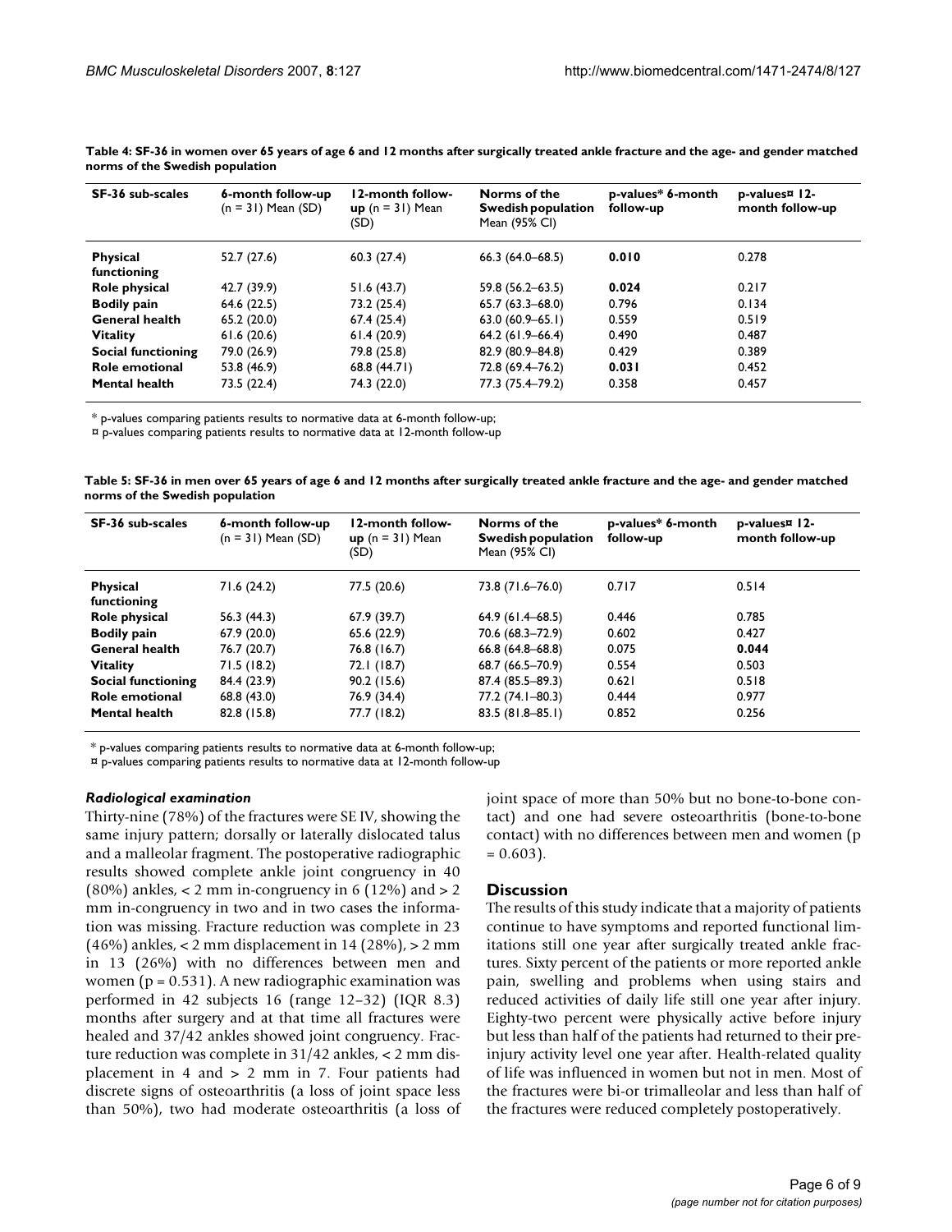**Table 4: SF-36 in women over 65 years of age 6 and 12 months after surgically treated ankle fracture and the age- and gender matched norms of the Swedish population**

| SF-36 sub-scales | 6-month follow-up (n = 31) Mean (SD) | 12-month follow-up (n = 31) Mean (SD) | Norms of the Swedish population Mean (95% CI) | p-values* 6-month follow-up | p-values¤ 12-month follow-up |
|---|---|---|---|---|---|
| **Physical functioning** | 52.7 (27.6) | 60.3 (27.4) | 66.3 (64.0–68.5) | **0.010** | 0.278 |
| **Role physical** | 42.7 (39.9) | 51.6 (43.7) | 59.8 (56.2–63.5) | **0.024** | 0.217 |
| **Bodily pain** | 64.6 (22.5) | 73.2 (25.4) | 65.7 (63.3–68.0) | 0.796 | 0.134 |
| **General health** | 65.2 (20.0) | 67.4 (25.4) | 63.0 (60.9–65.1) | 0.559 | 0.519 |
| **Vitality** | 61.6 (20.6) | 61.4 (20.9) | 64.2 (61.9–66.4) | 0.490 | 0.487 |
| **Social functioning** | 79.0 (26.9) | 79.8 (25.8) | 82.9 (80.9–84.8) | 0.429 | 0.389 |
| **Role emotional** | 53.8 (46.9) | 68.8 (44.71) | 72.8 (69.4–76.2) | **0.031** | 0.452 |
| **Mental health** | 73.5 (22.4) | 74.3 (22.0) | 77.3 (75.4–79.2) | 0.358 | 0.457 |

* p-values comparing patients results to normative data at 6-month follow-up;
¤ p-values comparing patients results to normative data at 12-month follow-up

**Table 5: SF-36 in men over 65 years of age 6 and 12 months after surgically treated ankle fracture and the age- and gender matched norms of the Swedish population**

| SF-36 sub-scales | 6-month follow-up (n = 31) Mean (SD) | 12-month follow-up (n = 31) Mean (SD) | Norms of the Swedish population Mean (95% CI) | p-values* 6-month follow-up | p-values¤ 12-month follow-up |
|---|---|---|---|---|---|
| **Physical functioning** | 71.6 (24.2) | 77.5 (20.6) | 73.8 (71.6–76.0) | 0.717 | 0.514 |
| **Role physical** | 56.3 (44.3) | 67.9 (39.7) | 64.9 (61.4–68.5) | 0.446 | 0.785 |
| **Bodily pain** | 67.9 (20.0) | 65.6 (22.9) | 70.6 (68.3–72.9) | 0.602 | 0.427 |
| **General health** | 76.7 (20.7) | 76.8 (16.7) | 66.8 (64.8–68.8) | 0.075 | **0.044** |
| **Vitality** | 71.5 (18.2) | 72.1 (18.7) | 68.7 (66.5–70.9) | 0.554 | 0.503 |
| **Social functioning** | 84.4 (23.9) | 90.2 (15.6) | 87.4 (85.5–89.3) | 0.621 | 0.518 |
| **Role emotional** | 68.8 (43.0) | 76.9 (34.4) | 77.2 (74.1–80.3) | 0.444 | 0.977 |
| **Mental health** | 82.8 (15.8) | 77.7 (18.2) | 83.5 (81.8–85.1) | 0.852 | 0.256 |

* p-values comparing patients results to normative data at 6-month follow-up;
¤ p-values comparing patients results to normative data at 12-month follow-up

### *Radiological examination*

Thirty-nine (78%) of the fractures were SE IV, showing the same injury pattern; dorsally or laterally dislocated talus and a malleolar fragment. The postoperative radiographic results showed complete ankle joint congruency in 40 (80%) ankles, < 2 mm in-congruency in 6 (12%) and > 2 mm in-congruency in two and in two cases the information was missing. Fracture reduction was complete in 23 (46%) ankles, < 2 mm displacement in 14 (28%), > 2 mm in 13 (26%) with no differences between men and women (p = 0.531). A new radiographic examination was performed in 42 subjects 16 (range 12–32) (IQR 8.3) months after surgery and at that time all fractures were healed and 37/42 ankles showed joint congruency. Fracture reduction was complete in 31/42 ankles, < 2 mm displacement in 4 and > 2 mm in 7. Four patients had discrete signs of osteoarthritis (a loss of joint space less than 50%), two had moderate osteoarthritis (a loss of joint space of more than 50% but no bone-to-bone contact) and one had severe osteoarthritis (bone-to-bone contact) with no differences between men and women (p = 0.603).

## Discussion

The results of this study indicate that a majority of patients continue to have symptoms and reported functional limitations still one year after surgically treated ankle fractures. Sixty percent of the patients or more reported ankle pain, swelling and problems when using stairs and reduced activities of daily life still one year after injury. Eighty-two percent were physically active before injury but less than half of the patients had returned to their pre-injury activity level one year after. Health-related quality of life was influenced in women but not in men. Most of the fractures were bi-or trimalleolar and less than half of the fractures were reduced completely postoperatively.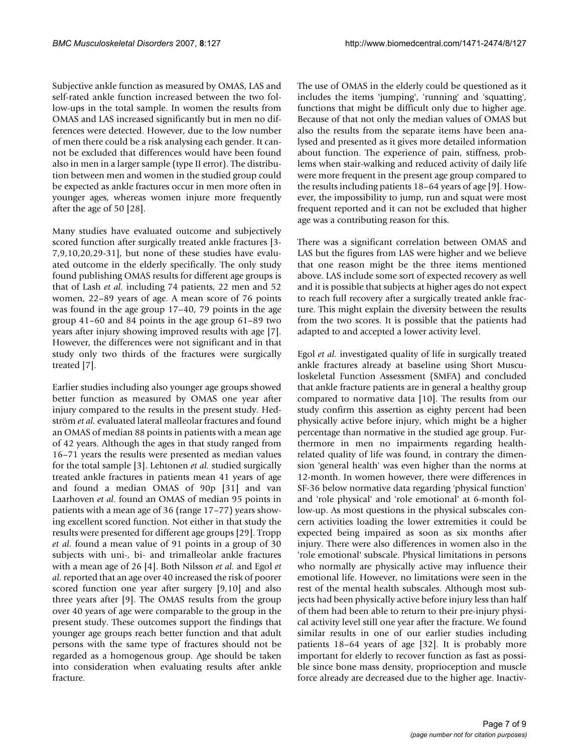Subjective ankle function as measured by OMAS, LAS and self-rated ankle function increased between the two follow-ups in the total sample. In women the results from OMAS and LAS increased significantly but in men no differences were detected. However, due to the low number of men there could be a risk analysing each gender. It cannot be excluded that differences would have been found also in men in a larger sample (type II error). The distribution between men and women in the studied group could be expected as ankle fractures occur in men more often in younger ages, whereas women injure more frequently after the age of 50 [28].

Many studies have evaluated outcome and subjectively scored function after surgically treated ankle fractures [3-7,9,10,20,29-31], but none of these studies have evaluated outcome in the elderly specifically. The only study found publishing OMAS results for different age groups is that of Lash *et al.* including 74 patients, 22 men and 52 women, 22–89 years of age. A mean score of 76 points was found in the age group 17–40, 79 points in the age group 41–60 and 84 points in the age group 61–89 two years after injury showing improved results with age [7]. However, the differences were not significant and in that study only two thirds of the fractures were surgically treated [7].

Earlier studies including also younger age groups showed better function as measured by OMAS one year after injury compared to the results in the present study. Hedström *et al.* evaluated lateral malleolar fractures and found an OMAS of median 88 points in patients with a mean age of 42 years. Although the ages in that study ranged from 16–71 years the results were presented as median values for the total sample [3]. Lehtonen *et al.* studied surgically treated ankle fractures in patients mean 41 years of age and found a median OMAS of 90p [31] and van Laarhoven *et al.* found an OMAS of median 95 points in patients with a mean age of 36 (range 17–77) years showing excellent scored function. Not either in that study the results were presented for different age groups [29]. Tropp *et al.* found a mean value of 91 points in a group of 30 subjects with uni-, bi- and trimalleolar ankle fractures with a mean age of 26 [4]. Both Nilsson *et al.* and Egol *et al.* reported that an age over 40 increased the risk of poorer scored function one year after surgery [9,10] and also three years after [9]. The OMAS results from the group over 40 years of age were comparable to the group in the present study. These outcomes support the findings that younger age groups reach better function and that adult persons with the same type of fractures should not be regarded as a homogenous group. Age should be taken into consideration when evaluating results after ankle fracture.

The use of OMAS in the elderly could be questioned as it includes the items 'jumping', 'running' and 'squatting', functions that might be difficult only due to higher age. Because of that not only the median values of OMAS but also the results from the separate items have been analysed and presented as it gives more detailed information about function. The experience of pain, stiffness, problems when stair-walking and reduced activity of daily life were more frequent in the present age group compared to the results including patients 18–64 years of age [9]. However, the impossibility to jump, run and squat were most frequent reported and it can not be excluded that higher age was a contributing reason for this.

There was a significant correlation between OMAS and LAS but the figures from LAS were higher and we believe that one reason might be the three items mentioned above. LAS include some sort of expected recovery as well and it is possible that subjects at higher ages do not expect to reach full recovery after a surgically treated ankle fracture. This might explain the diversity between the results from the two scores. It is possible that the patients had adapted to and accepted a lower activity level.

Egol *et al.* investigated quality of life in surgically treated ankle fractures already at baseline using Short Musculoskeletal Function Assessment (SMFA) and concluded that ankle fracture patients are in general a healthy group compared to normative data [10]. The results from our study confirm this assertion as eighty percent had been physically active before injury, which might be a higher percentage than normative in the studied age group. Furthermore in men no impairments regarding health-related quality of life was found, in contrary the dimension 'general health' was even higher than the norms at 12-month. In women however, there were differences in SF-36 below normative data regarding 'physical function' and 'role physical' and 'role emotional' at 6-month follow-up. As most questions in the physical subscales concern activities loading the lower extremities it could be expected being impaired as soon as six months after injury. There were also differences in women also in the 'role emotional' subscale. Physical limitations in persons who normally are physically active may influence their emotional life. However, no limitations were seen in the rest of the mental health subscales. Although most subjects had been physically active before injury less than half of them had been able to return to their pre-injury physical activity level still one year after the fracture. We found similar results in one of our earlier studies including patients 18–64 years of age [32]. It is probably more important for elderly to recover function as fast as possible since bone mass density, proprioception and muscle force already are decreased due to the higher age. Inactiv-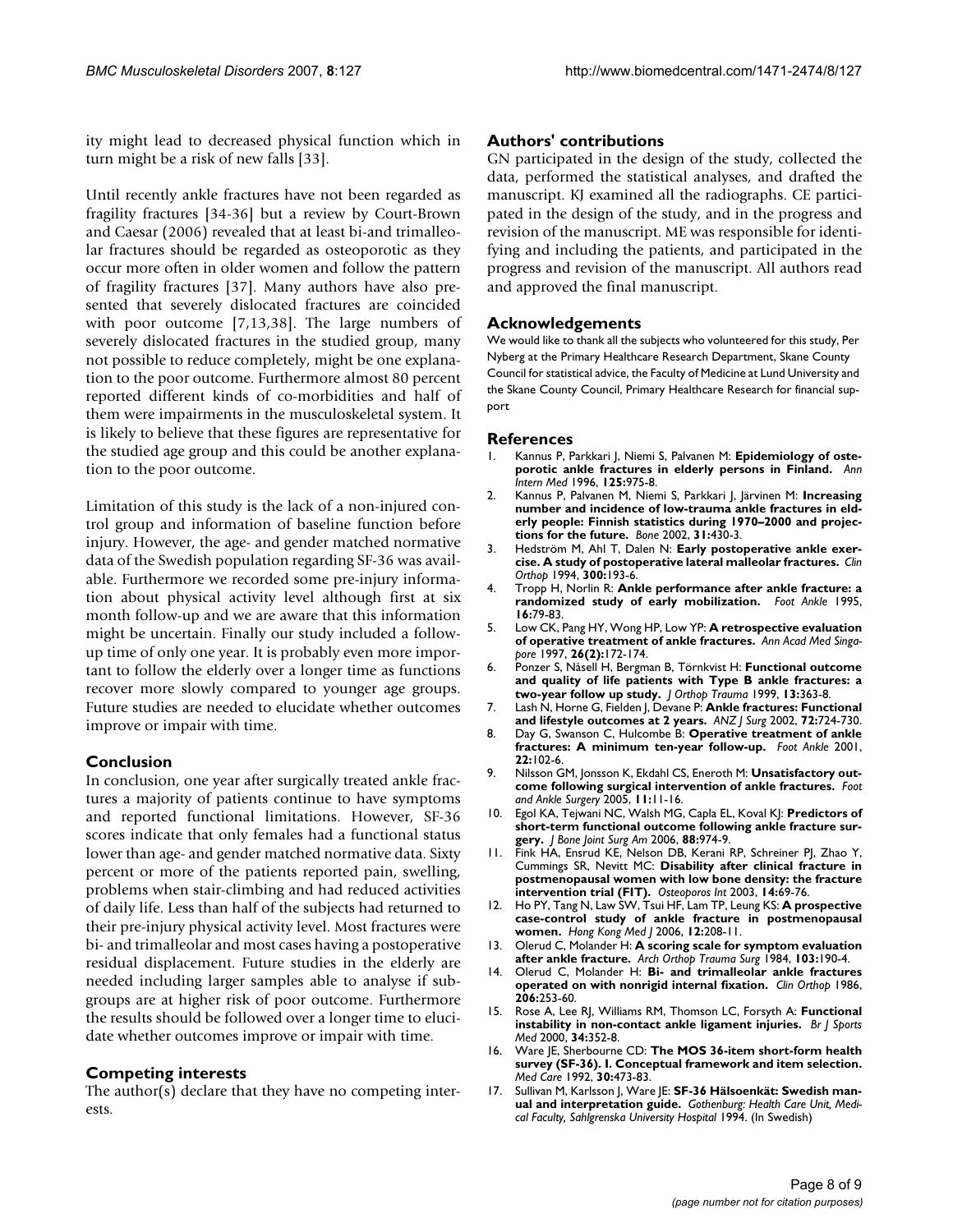ity might lead to decreased physical function which in turn might be a risk of new falls [33].

Until recently ankle fractures have not been regarded as fragility fractures [34-36] but a review by Court-Brown and Caesar (2006) revealed that at least bi-and trimalleolar fractures should be regarded as osteoporotic as they occur more often in older women and follow the pattern of fragility fractures [37]. Many authors have also presented that severely dislocated fractures are coincided with poor outcome [7,13,38]. The large numbers of severely dislocated fractures in the studied group, many not possible to reduce completely, might be one explanation to the poor outcome. Furthermore almost 80 percent reported different kinds of co-morbidities and half of them were impairments in the musculoskeletal system. It is likely to believe that these figures are representative for the studied age group and this could be another explanation to the poor outcome.

Limitation of this study is the lack of a non-injured control group and information of baseline function before injury. However, the age- and gender matched normative data of the Swedish population regarding SF-36 was available. Furthermore we recorded some pre-injury information about physical activity level although first at six month follow-up and we are aware that this information might be uncertain. Finally our study included a follow-up time of only one year. It is probably even more important to follow the elderly over a longer time as functions recover more slowly compared to younger age groups. Future studies are needed to elucidate whether outcomes improve or impair with time.

## Conclusion

In conclusion, one year after surgically treated ankle fractures a majority of patients continue to have symptoms and reported functional limitations. However, SF-36 scores indicate that only females had a functional status lower than age- and gender matched normative data. Sixty percent or more of the patients reported pain, swelling, problems when stair-climbing and had reduced activities of daily life. Less than half of the subjects had returned to their pre-injury physical activity level. Most fractures were bi- and trimalleolar and most cases having a postoperative residual displacement. Future studies in the elderly are needed including larger samples able to analyse if subgroups are at higher risk of poor outcome. Furthermore the results should be followed over a longer time to elucidate whether outcomes improve or impair with time.

## Competing interests

The author(s) declare that they have no competing interests.

## Authors' contributions

GN participated in the design of the study, collected the data, performed the statistical analyses, and drafted the manuscript. KJ examined all the radiographs. CE participated in the design of the study, and in the progress and revision of the manuscript. ME was responsible for identifying and including the patients, and participated in the progress and revision of the manuscript. All authors read and approved the final manuscript.

## Acknowledgements

We would like to thank all the subjects who volunteered for this study, Per Nyberg at the Primary Healthcare Research Department, Skane County Council for statistical advice, the Faculty of Medicine at Lund University and the Skane County Council, Primary Healthcare Research for financial support

## References

1. Kannus P, Parkkari J, Niemi S, Palvanen M: **Epidemiology of osteporotic ankle fractures in elderly persons in Finland.** *Ann Intern Med* 1996, **125:**975-8.
2. Kannus P, Palvanen M, Niemi S, Parkkari J, Järvinen M: **Increasing number and incidence of low-trauma ankle fractures in elderly people: Finnish statistics during 1970–2000 and projections for the future.** *Bone* 2002, **31:**430-3.
3. Hedström M, Ahl T, Dalen N: **Early postoperative ankle exercise. A study of postoperative lateral malleolar fractures.** *Clin Orthop* 1994, **300:**193-6.
4. Tropp H, Norlin R: **Ankle performance after ankle fracture: a randomized study of early mobilization.** *Foot Ankle* 1995, **16:**79-83.
5. Low CK, Pang HY, Wong HP, Low YP: **A retrospective evaluation of operative treatment of ankle fractures.** *Ann Acad Med Singapore* 1997, **26(2):**172-174.
6. Ponzer S, Nåsell H, Bergman B, Törnkvist H: **Functional outcome and quality of life patients with Type B ankle fractures: a two-year follow up study.** *J Orthop Trauma* 1999, **13:**363-8.
7. Lash N, Horne G, Fielden J, Devane P: **Ankle fractures: Functional and lifestyle outcomes at 2 years.** *ANZ J Surg* 2002, **72:**724-730.
8. Day G, Swanson C, Hulcombe B: **Operative treatment of ankle fractures: A minimum ten-year follow-up.** *Foot Ankle* 2001, **22:**102-6.
9. Nilsson GM, Jonsson K, Ekdahl CS, Eneroth M: **Unsatisfactory outcome following surgical intervention of ankle fractures.** *Foot and Ankle Surgery* 2005, **11:**11-16.
10. Egol KA, Tejwani NC, Walsh MG, Capla EL, Koval KJ: **Predictors of short-term functional outcome following ankle fracture surgery.** *J Bone Joint Surg Am* 2006, **88:**974-9.
11. Fink HA, Ensrud KE, Nelson DB, Kerani RP, Schreiner PJ, Zhao Y, Cummings SR, Nevitt MC: **Disability after clinical fracture in postmenopausal women with low bone density: the fracture intervention trial (FIT).** *Osteoporos Int* 2003, **14:**69-76.
12. Ho PY, Tang N, Law SW, Tsui HF, Lam TP, Leung KS: **A prospective case-control study of ankle fracture in postmenopausal women.** *Hong Kong Med J* 2006, **12:**208-11.
13. Olerud C, Molander H: **A scoring scale for symptom evaluation after ankle fracture.** *Arch Orthop Trauma Surg* 1984, **103:**190-4.
14. Olerud C, Molander H: **Bi- and trimalleolar ankle fractures operated on with nonrigid internal fixation.** *Clin Orthop* 1986, **206:**253-60.
15. Rose A, Lee RJ, Williams RM, Thomson LC, Forsyth A: **Functional instability in non-contact ankle ligament injuries.** *Br J Sports Med* 2000, **34:**352-8.
16. Ware JE, Sherbourne CD: **The MOS 36-item short-form health survey (SF-36). I. Conceptual framework and item selection.** *Med Care* 1992, **30:**473-83.
17. Sullivan M, Karlsson J, Ware JE: **SF-36 Hälsoenkät: Swedish manual and interpretation guide.** *Gothenburg: Health Care Unit, Medical Faculty, Sahlgrenska University Hospital* 1994. (In Swedish)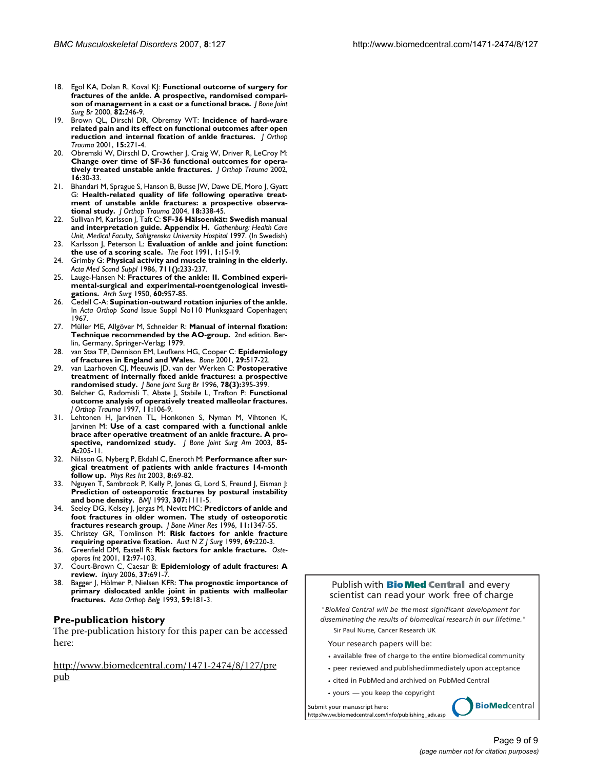18. Egol KA, Dolan R, Koval KJ: **Functional outcome of surgery for fractures of the ankle. A prospective, randomised comparison of management in a cast or a functional brace.** *J Bone Joint Surg Br* 2000, **82:**246-9.
19. Brown QL, Dirschl DR, Obremsy WT: **Incidence of hard-ware related pain and its effect on functional outcomes after open reduction and internal fixation of ankle fractures.** *J Orthop Trauma* 2001, **15:**271-4.
20. Obremski W, Dirschl D, Crowther J, Craig W, Driver R, LeCroy M: **Change over time of SF-36 functional outcomes for operatively treated unstable ankle fractures.** *J Orthop Trauma* 2002, **16:**30-33.
21. Bhandari M, Sprague S, Hanson B, Busse JW, Dawe DE, Moro J, Gyatt G: **Health-related quality of life following operative treatment of unstable ankle fractures: a prospective observational study.** *J Orthop Trauma* 2004, **18:**338-45.
22. Sullivan M, Karlsson J, Taft C: **SF-36 Hälsoenkät: Swedish manual and interpretation guide. Appendix H.** *Gothenburg: Health Care Unit, Medical Faculty, Sahlgrenska University Hospital* 1997. (In Swedish)
23. Karlsson J, Peterson L: **Evaluation of ankle and joint function: the use of a scoring scale.** *The Foot* 1991, **1:**15-19.
24. Grimby G: **Physical activity and muscle training in the elderly.** *Acta Med Scand Suppl* 1986, **711():**233-237.
25. Lauge-Hansen N: **Fractures of the ankle: II. Combined experimental-surgical and experimental-roentgenological investigations.** *Arch Surg* 1950, **60:**957-85.
26. Cedell C-A: **Supination-outward rotation injuries of the ankle.** In *Acta Orthop Scand* Issue Suppl No110 Munksgaard Copenhagen; 1967.
27. Müller ME, Allgöver M, Schneider R: **Manual of internal fixation: Technique recommended by the AO-group.** 2nd edition. Berlin, Germany, Springer-Verlag; 1979.
28. van Staa TP, Dennison EM, Leufkens HG, Cooper C: **Epidemiology of fractures in England and Wales.** *Bone* 2001, **29:**517-22.
29. van Laarhoven CJ, Meeuwis JD, van der Werken C: **Postoperative treatment of internally fixed ankle fractures: a prospective randomised study.** *J Bone Joint Surg Br* 1996, **78(3):**395-399.
30. Belcher G, Radomisli T, Abate J, Stabile L, Trafton P: **Functional outcome analysis of operatively treated malleolar fractures.** *J Orthop Trauma* 1997, **11:**106-9.
31. Lehtonen H, Jarvinen TL, Honkonen S, Nyman M, Vihtonen K, Jarvinen M: **Use of a cast compared with a functional ankle brace after operative treatment of an ankle fracture. A prospective, randomized study.** *J Bone Joint Surg Am* 2003, **85-A:**205-11.
32. Nilsson G, Nyberg P, Ekdahl C, Eneroth M: **Performance after surgical treatment of patients with ankle fractures 14-month follow up.** *Phys Res Int* 2003, **8:**69-82.
33. Nguyen T, Sambrook P, Kelly P, Jones G, Lord S, Freund J, Eisman J: **Prediction of osteoporotic fractures by postural instability and bone density.** *BMJ* 1993, **307:**1111-5.
34. Seeley DG, Kelsey J, Jergas M, Nevitt MC: **Predictors of ankle and foot fractures in older women. The study of osteoporotic fractures research group.** *J Bone Miner Res* 1996, **11:**1347-55.
35. Christey GR, Tomlinson M: **Risk factors for ankle fracture requiring operative fixation.** *Aust N Z J Surg* 1999, **69:**220-3.
36. Greenfield DM, Eastell R: **Risk factors for ankle fracture.** *Osteoporos Int* 2001, **12:**97-103.
37. Court-Brown C, Caesar B: **Epidemiology of adult fractures: A review.** *Injury* 2006, **37:**691-7.
38. Bagger J, Hölmer P, Nielsen KFR: **The prognostic importance of primary dislocated ankle joint in patients with malleolar fractures.** *Acta Orthop Belg* 1993, **59:**181-3.

## Pre-publication history

The pre-publication history for this paper can be accessed here:

http://www.biomedcentral.com/1471-2474/8/127/prepub

Publish with **BioMed Central** and every scientist can read your work free of charge

*"BioMed Central will be the most significant development for disseminating the results of biomedical research in our lifetime."*
Sir Paul Nurse, Cancer Research UK

Your research papers will be:

- available free of charge to the entire biomedical community
- peer reviewed and published immediately upon acceptance
- cited in PubMed and archived on PubMed Central
- yours — you keep the copyright

Submit your manuscript here:
http://www.biomedcentral.com/info/publishing_adv.asp

BioMedcentral